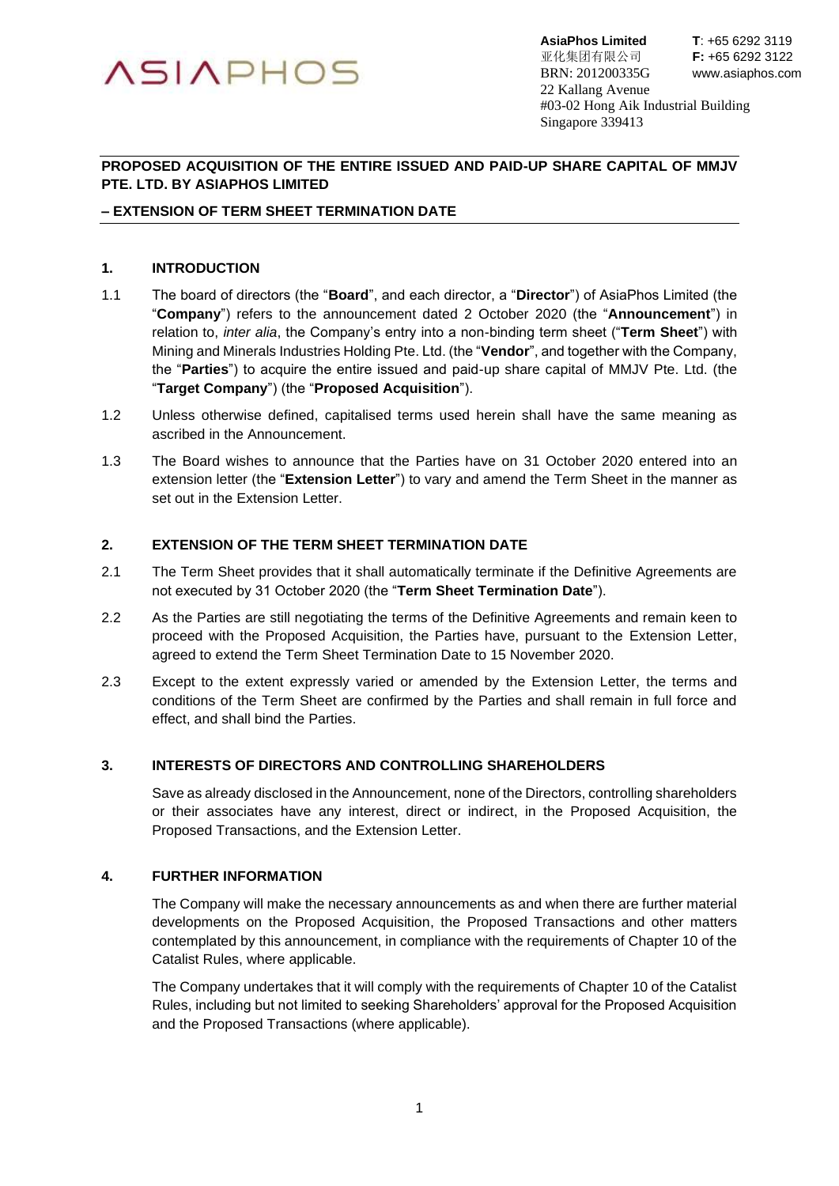ASIAPHOS

**AsiaPhos Limited**
亚化集团有限公司
BRN: 201200335G
22 Kallang Avenue
#03-02 Hong Aik Industrial Building
Singapore 339413

**T**: +65 6292 3119
**F:** +65 6292 3122
www.asiaphos.com

**PROPOSED ACQUISITION OF THE ENTIRE ISSUED AND PAID-UP SHARE CAPITAL OF MMJV PTE. LTD. BY ASIAPHOS LIMITED**

**– EXTENSION OF TERM SHEET TERMINATION DATE**

## 1. INTRODUCTION

1.1 The board of directors (the "**Board**", and each director, a "**Director**") of AsiaPhos Limited (the "**Company**") refers to the announcement dated 2 October 2020 (the "**Announcement**") in relation to, *inter alia*, the Company's entry into a non-binding term sheet ("**Term Sheet**") with Mining and Minerals Industries Holding Pte. Ltd. (the "**Vendor**", and together with the Company, the "**Parties**") to acquire the entire issued and paid-up share capital of MMJV Pte. Ltd. (the "**Target Company**") (the "**Proposed Acquisition**").

1.2 Unless otherwise defined, capitalised terms used herein shall have the same meaning as ascribed in the Announcement.

1.3 The Board wishes to announce that the Parties have on 31 October 2020 entered into an extension letter (the "**Extension Letter**") to vary and amend the Term Sheet in the manner as set out in the Extension Letter.

## 2. EXTENSION OF THE TERM SHEET TERMINATION DATE

2.1 The Term Sheet provides that it shall automatically terminate if the Definitive Agreements are not executed by 31 October 2020 (the "**Term Sheet Termination Date**").

2.2 As the Parties are still negotiating the terms of the Definitive Agreements and remain keen to proceed with the Proposed Acquisition, the Parties have, pursuant to the Extension Letter, agreed to extend the Term Sheet Termination Date to 15 November 2020.

2.3 Except to the extent expressly varied or amended by the Extension Letter, the terms and conditions of the Term Sheet are confirmed by the Parties and shall remain in full force and effect, and shall bind the Parties.

## 3. INTERESTS OF DIRECTORS AND CONTROLLING SHAREHOLDERS

Save as already disclosed in the Announcement, none of the Directors, controlling shareholders or their associates have any interest, direct or indirect, in the Proposed Acquisition, the Proposed Transactions, and the Extension Letter.

## 4. FURTHER INFORMATION

The Company will make the necessary announcements as and when there are further material developments on the Proposed Acquisition, the Proposed Transactions and other matters contemplated by this announcement, in compliance with the requirements of Chapter 10 of the Catalist Rules, where applicable.

The Company undertakes that it will comply with the requirements of Chapter 10 of the Catalist Rules, including but not limited to seeking Shareholders' approval for the Proposed Acquisition and the Proposed Transactions (where applicable).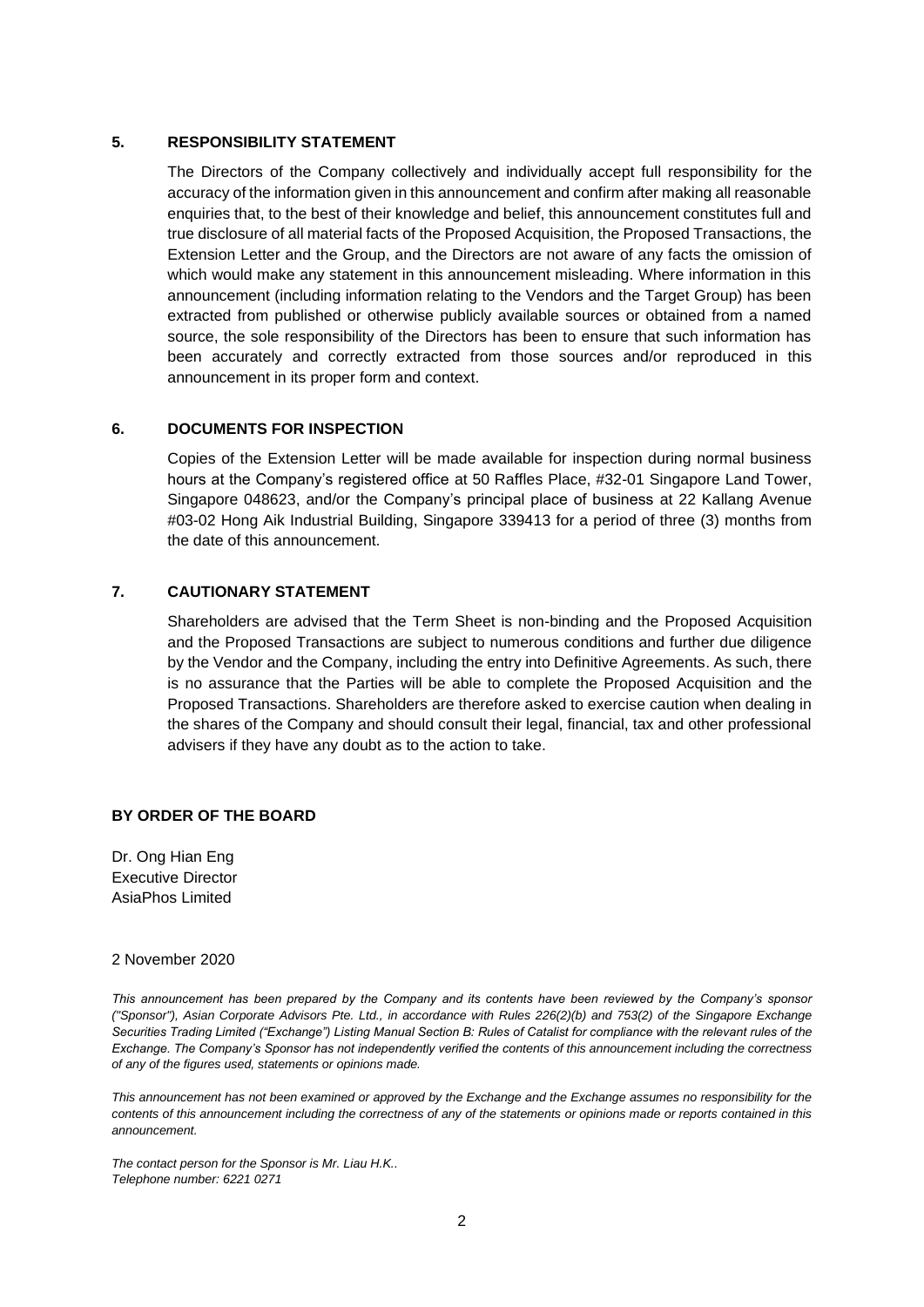## 5. RESPONSIBILITY STATEMENT

The Directors of the Company collectively and individually accept full responsibility for the accuracy of the information given in this announcement and confirm after making all reasonable enquiries that, to the best of their knowledge and belief, this announcement constitutes full and true disclosure of all material facts of the Proposed Acquisition, the Proposed Transactions, the Extension Letter and the Group, and the Directors are not aware of any facts the omission of which would make any statement in this announcement misleading. Where information in this announcement (including information relating to the Vendors and the Target Group) has been extracted from published or otherwise publicly available sources or obtained from a named source, the sole responsibility of the Directors has been to ensure that such information has been accurately and correctly extracted from those sources and/or reproduced in this announcement in its proper form and context.

## 6. DOCUMENTS FOR INSPECTION

Copies of the Extension Letter will be made available for inspection during normal business hours at the Company's registered office at 50 Raffles Place, #32-01 Singapore Land Tower, Singapore 048623, and/or the Company's principal place of business at 22 Kallang Avenue #03-02 Hong Aik Industrial Building, Singapore 339413 for a period of three (3) months from the date of this announcement.

## 7. CAUTIONARY STATEMENT

Shareholders are advised that the Term Sheet is non-binding and the Proposed Acquisition and the Proposed Transactions are subject to numerous conditions and further due diligence by the Vendor and the Company, including the entry into Definitive Agreements. As such, there is no assurance that the Parties will be able to complete the Proposed Acquisition and the Proposed Transactions. Shareholders are therefore asked to exercise caution when dealing in the shares of the Company and should consult their legal, financial, tax and other professional advisers if they have any doubt as to the action to take.

**BY ORDER OF THE BOARD**

Dr. Ong Hian Eng
Executive Director
AsiaPhos Limited

2 November 2020

*This announcement has been prepared by the Company and its contents have been reviewed by the Company's sponsor ("Sponsor"), Asian Corporate Advisors Pte. Ltd., in accordance with Rules 226(2)(b) and 753(2) of the Singapore Exchange Securities Trading Limited ("Exchange") Listing Manual Section B: Rules of Catalist for compliance with the relevant rules of the Exchange. The Company's Sponsor has not independently verified the contents of this announcement including the correctness of any of the figures used, statements or opinions made.*

*This announcement has not been examined or approved by the Exchange and the Exchange assumes no responsibility for the contents of this announcement including the correctness of any of the statements or opinions made or reports contained in this announcement.*

*The contact person for the Sponsor is Mr. Liau H.K..*
*Telephone number: 6221 0271*